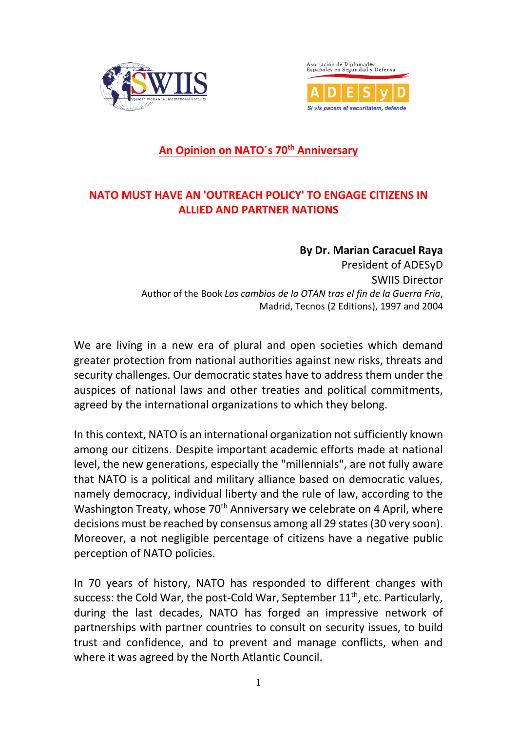## An Opinion on NATO´s 70th Anniversary

### NATO MUST HAVE AN 'OUTREACH POLICY' TO ENGAGE CITIZENS IN ALLIED AND PARTNER NATIONS

**By Dr. Marian Caracuel Raya**
President of ADESyD
SWIIS Director
Author of the Book *Los cambios de la OTAN tras el fin de la Guerra Fría*, Madrid, Tecnos (2 Editions), 1997 and 2004

We are living in a new era of plural and open societies which demand greater protection from national authorities against new risks, threats and security challenges. Our democratic states have to address them under the auspices of national laws and other treaties and political commitments, agreed by the international organizations to which they belong.

In this context, NATO is an international organization not sufficiently known among our citizens. Despite important academic efforts made at national level, the new generations, especially the "millennials", are not fully aware that NATO is a political and military alliance based on democratic values, namely democracy, individual liberty and the rule of law, according to the Washington Treaty, whose 70th Anniversary we celebrate on 4 April, where decisions must be reached by consensus among all 29 states (30 very soon). Moreover, a not negligible percentage of citizens have a negative public perception of NATO policies.

In 70 years of history, NATO has responded to different changes with success: the Cold War, the post-Cold War, September 11th, etc. Particularly, during the last decades, NATO has forged an impressive network of partnerships with partner countries to consult on security issues, to build trust and confidence, and to prevent and manage conflicts, when and where it was agreed by the North Atlantic Council.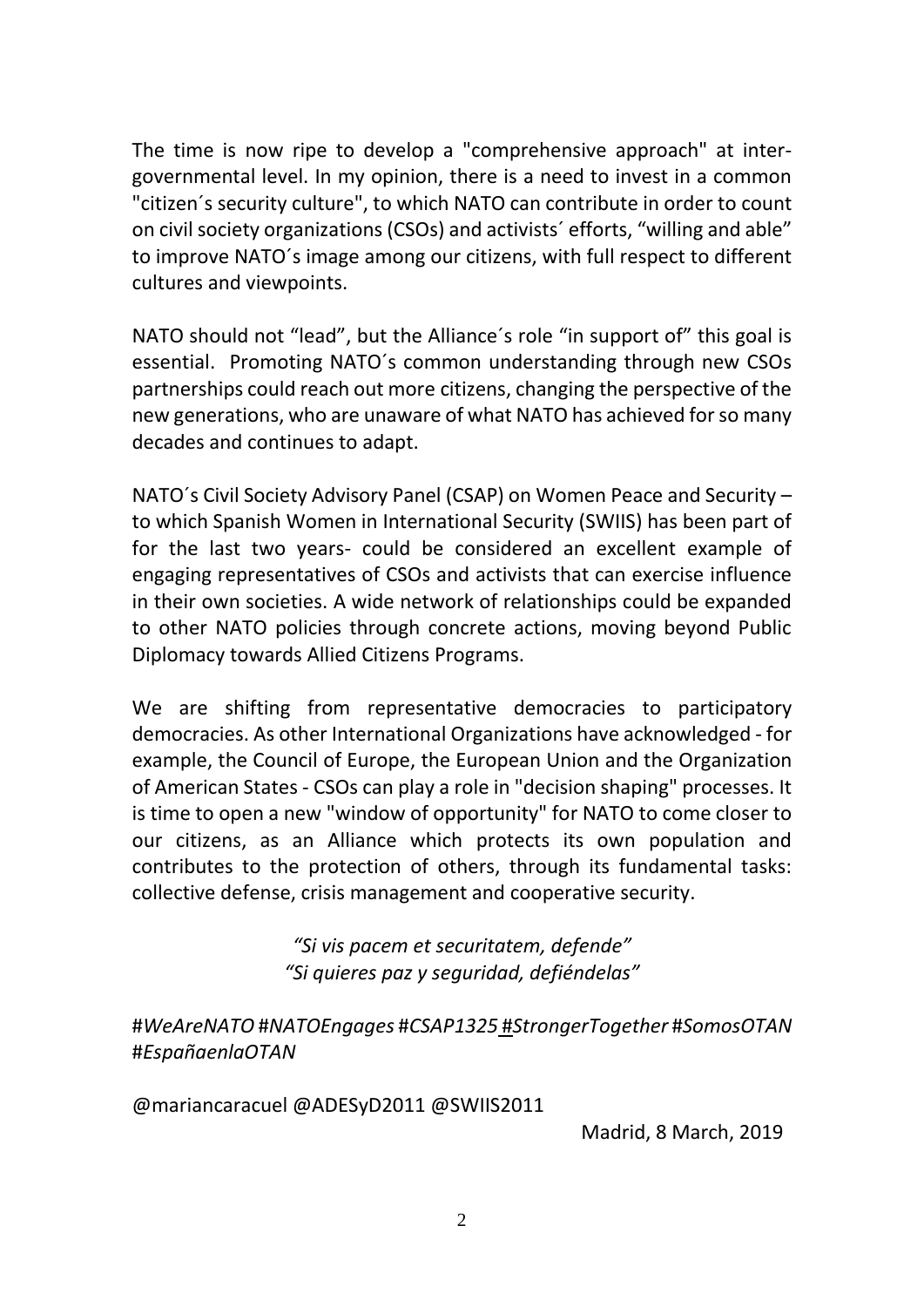The time is now ripe to develop a "comprehensive approach" at inter-governmental level. In my opinion, there is a need to invest in a common "citizen´s security culture", to which NATO can contribute in order to count on civil society organizations (CSOs) and activists´ efforts, “willing and able” to improve NATO´s image among our citizens, with full respect to different cultures and viewpoints.

NATO should not “lead”, but the Alliance´s role “in support of” this goal is essential. Promoting NATO´s common understanding through new CSOs partnerships could reach out more citizens, changing the perspective of the new generations, who are unaware of what NATO has achieved for so many decades and continues to adapt.

NATO´s Civil Society Advisory Panel (CSAP) on Women Peace and Security – to which Spanish Women in International Security (SWIIS) has been part of for the last two years- could be considered an excellent example of engaging representatives of CSOs and activists that can exercise influence in their own societies. A wide network of relationships could be expanded to other NATO policies through concrete actions, moving beyond Public Diplomacy towards Allied Citizens Programs.

We are shifting from representative democracies to participatory democracies. As other International Organizations have acknowledged - for example, the Council of Europe, the European Union and the Organization of American States - CSOs can play a role in "decision shaping" processes. It is time to open a new "window of opportunity" for NATO to come closer to our citizens, as an Alliance which protects its own population and contributes to the protection of others, through its fundamental tasks: collective defense, crisis management and cooperative security.

*“Si vis pacem et securitatem, defende”*
*“Si quieres paz y seguridad, defiéndelas”*

#*WeAreNATO* #*NATOEngages* #*CSAP1325* #*StrongerTogether* #*SomosOTAN* #*EspañaenlaOTAN*

@mariancaracuel @ADESyD2011 @SWIIS2011

Madrid, 8 March, 2019